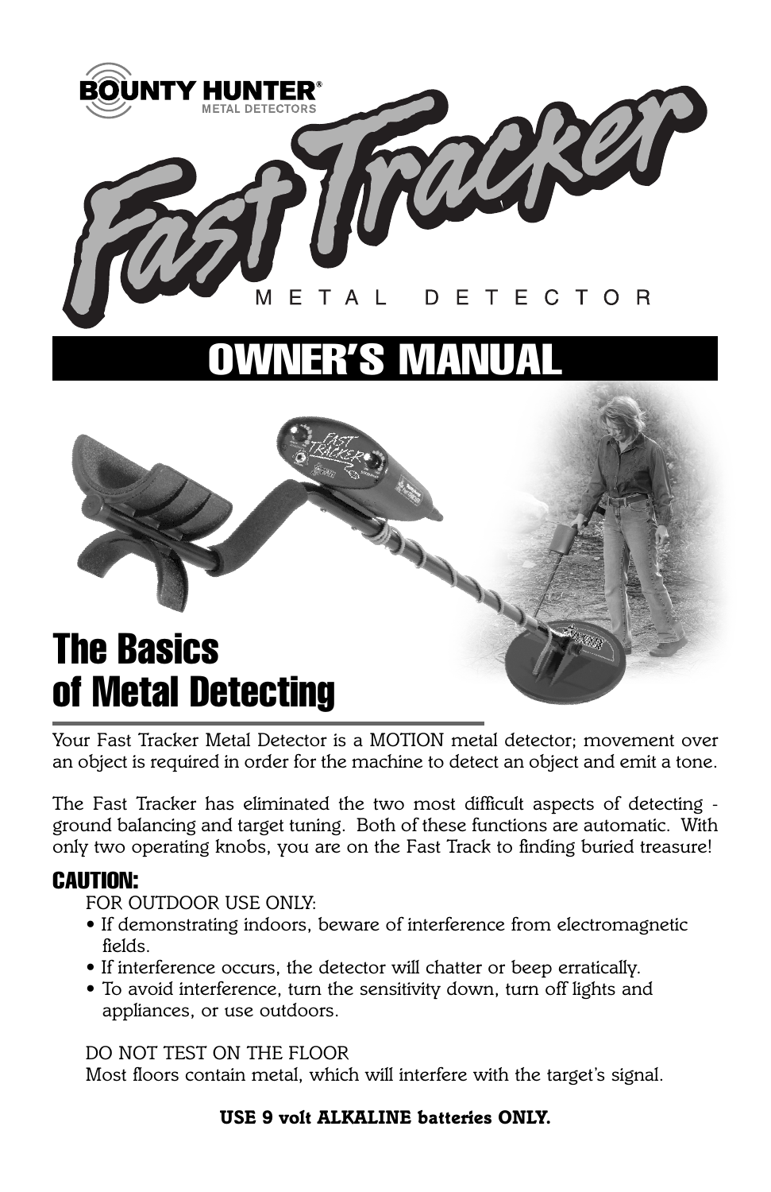BOUNTY HUNTER®
METAL DETECTORS

# Fast Tracker
METAL DETECTOR

# OWNER'S MANUAL

## The Basics of Metal Detecting

Your Fast Tracker Metal Detector is a MOTION metal detector; movement over an object is required in order for the machine to detect an object and emit a tone.

The Fast Tracker has eliminated the two most difficult aspects of detecting - ground balancing and target tuning. Both of these functions are automatic. With only two operating knobs, you are on the Fast Track to finding buried treasure!

### CAUTION:

FOR OUTDOOR USE ONLY:

- If demonstrating indoors, beware of interference from electromagnetic fields.
- If interference occurs, the detector will chatter or beep erratically.
- To avoid interference, turn the sensitivity down, turn off lights and appliances, or use outdoors.

DO NOT TEST ON THE FLOOR
Most floors contain metal, which will interfere with the target's signal.

**USE 9 volt ALKALINE batteries ONLY.**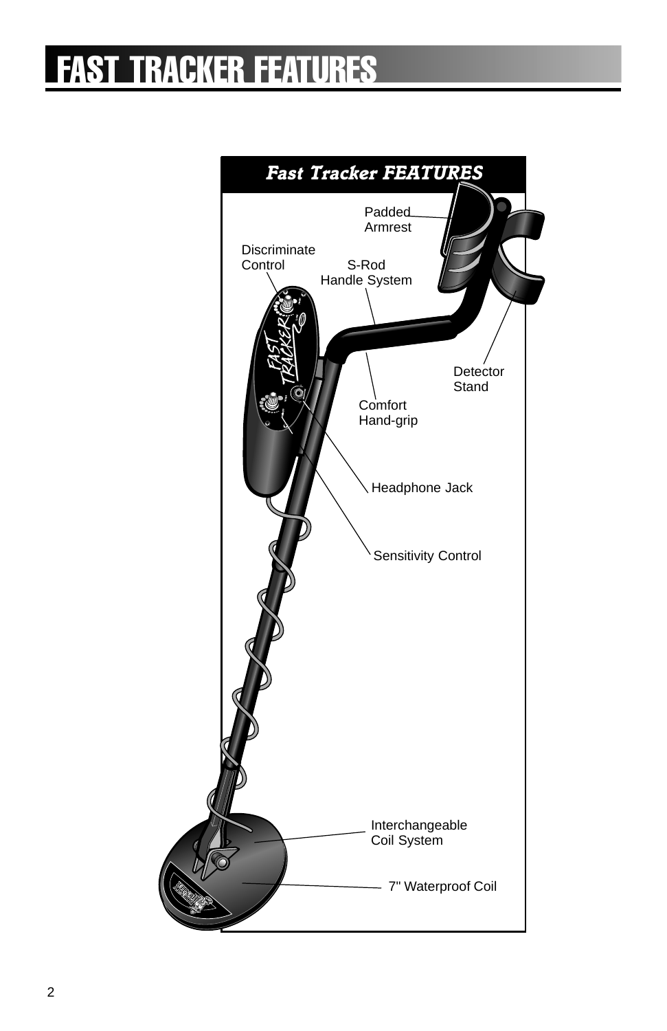# FAST TRACKER FEATURES

***Fast Tracker FEATURES***

- Padded Armrest
- Discriminate Control
- S-Rod Handle System
- Detector Stand
- Comfort Hand-grip
- Headphone Jack
- Sensitivity Control
- Interchangeable Coil System
- 7" Waterproof Coil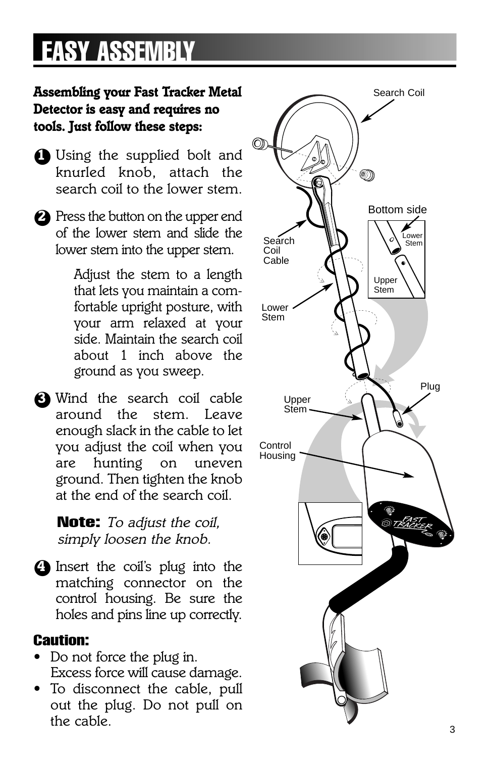# EASY ASSEMBLY

**Assembling your Fast Tracker Metal Detector is easy and requires no tools. Just follow these steps:**

1. Using the supplied bolt and knurled knob, attach the search coil to the lower stem.

2. Press the button on the upper end of the lower stem and slide the lower stem into the upper stem.

   Adjust the stem to a length that lets you maintain a comfortable upright posture, with your arm relaxed at your side. Maintain the search coil about 1 inch above the ground as you sweep.

3. Wind the search coil cable around the stem. Leave enough slack in the cable to let you adjust the coil when you are hunting on uneven ground. Then tighten the knob at the end of the search coil.

   **Note:** *To adjust the coil, simply loosen the knob.*

4. Insert the coil's plug into the matching connector on the control housing. Be sure the holes and pins line up correctly.

### Caution:

- Do not force the plug in. Excess force will cause damage.
- To disconnect the cable, pull out the plug. Do not pull on the cable.

Search Coil

Bottom side

Search Coil Cable

Lower Stem

Upper Stem

Plug

Control Housing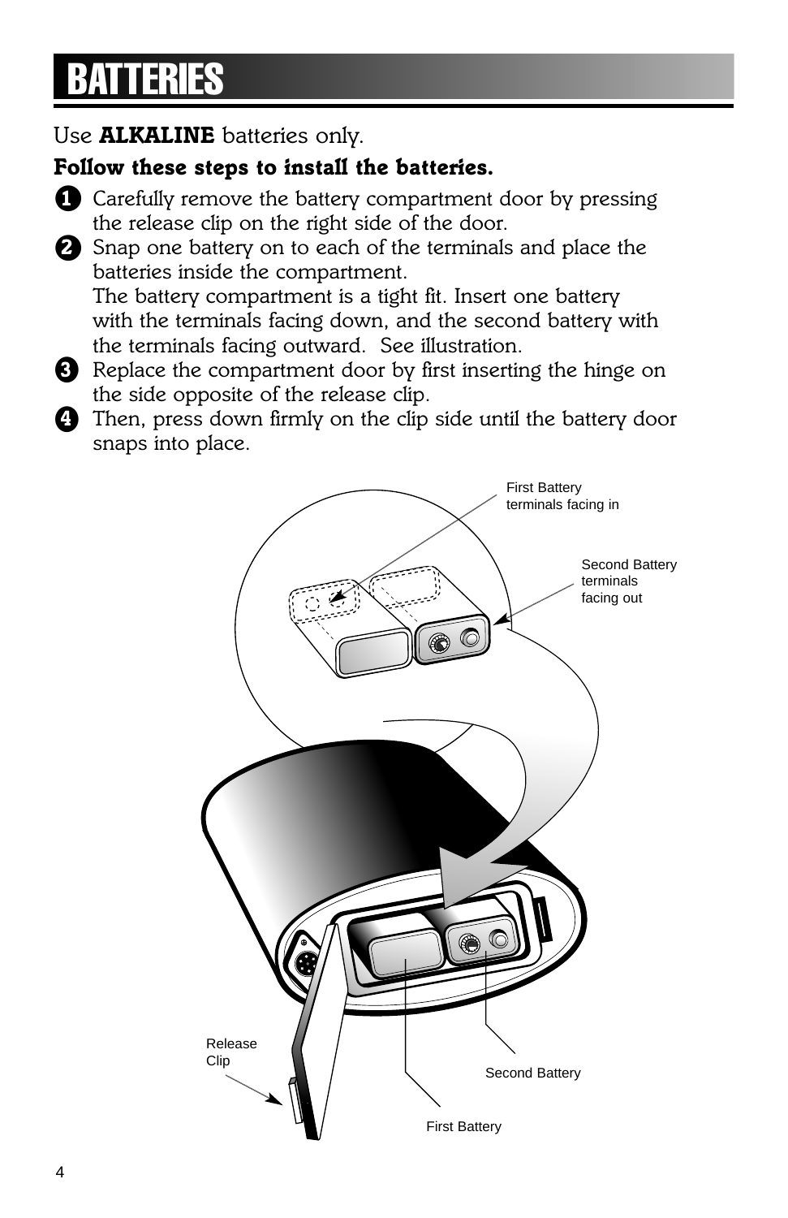# BATTERIES

Use **ALKALINE** batteries only.

**Follow these steps to install the batteries.**

1. Carefully remove the battery compartment door by pressing the release clip on the right side of the door.
2. Snap one battery on to each of the terminals and place the batteries inside the compartment.
   The battery compartment is a tight fit. Insert one battery with the terminals facing down, and the second battery with the terminals facing outward. See illustration.
3. Replace the compartment door by first inserting the hinge on the side opposite of the release clip.
4. Then, press down firmly on the clip side until the battery door snaps into place.

First Battery terminals facing in

Second Battery terminals facing out

Release Clip

Second Battery

First Battery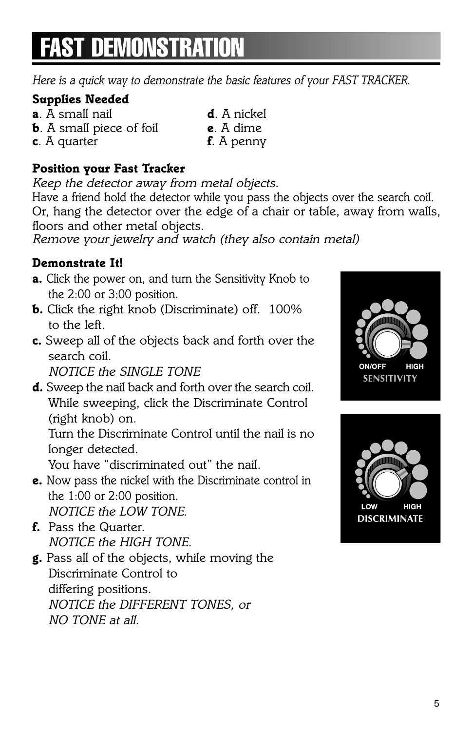# FAST DEMONSTRATION

*Here is a quick way to demonstrate the basic features of your FAST TRACKER.*

**Supplies Needed**

**a**. A small nail
**b**. A small piece of foil
**c**. A quarter
**d**. A nickel
**e**. A dime
**f**. A penny

**Position your Fast Tracker**

*Keep the detector away from metal objects.*
Have a friend hold the detector while you pass the objects over the search coil. Or, hang the detector over the edge of a chair or table, away from walls, floors and other metal objects.
*Remove your jewelry and watch (they also contain metal)*

**Demonstrate It!**

**a.** Click the power on, and turn the Sensitivity Knob to the 2:00 or 3:00 position.

**b.** Click the right knob (Discriminate) off. 100% to the left.

**c.** Sweep all of the objects back and forth over the search coil.
*NOTICE the SINGLE TONE*

**d.** Sweep the nail back and forth over the search coil. While sweeping, click the Discriminate Control (right knob) on.
Turn the Discriminate Control until the nail is no longer detected.
You have "discriminated out" the nail.

**e.** Now pass the nickel with the Discriminate control in the 1:00 or 2:00 position.
*NOTICE the LOW TONE.*

**f.** Pass the Quarter.
*NOTICE the HIGH TONE.*

**g.** Pass all of the objects, while moving the Discriminate Control to differing positions.
*NOTICE the DIFFERENT TONES, or NO TONE at all.*

ON/OFF HIGH
SENSITIVITY

LOW HIGH
DISCRIMINATE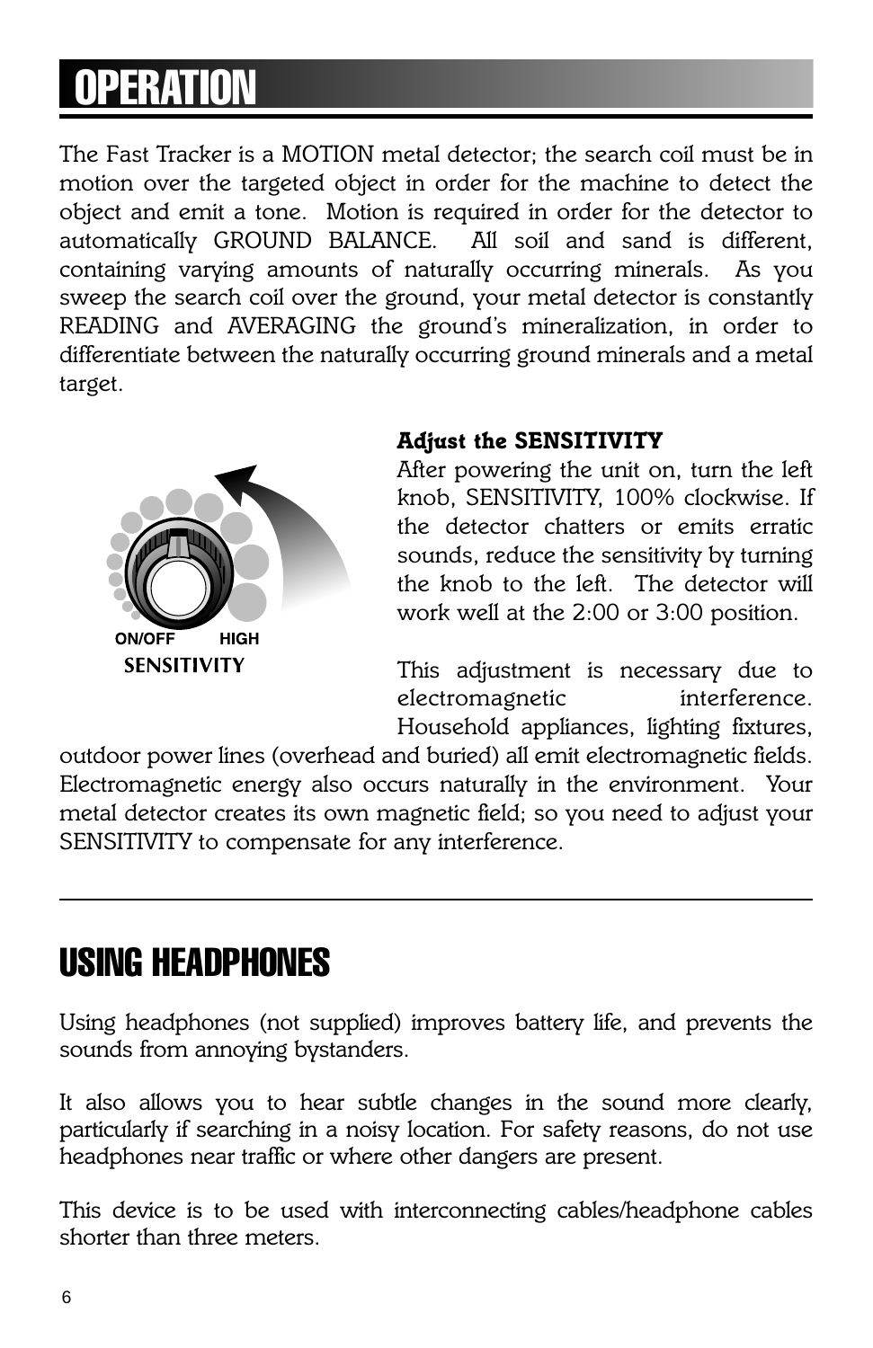# OPERATION

The Fast Tracker is a MOTION metal detector; the search coil must be in motion over the targeted object in order for the machine to detect the object and emit a tone. Motion is required in order for the detector to automatically GROUND BALANCE. All soil and sand is different, containing varying amounts of naturally occurring minerals. As you sweep the search coil over the ground, your metal detector is constantly READING and AVERAGING the ground's mineralization, in order to differentiate between the naturally occurring ground minerals and a metal target.

ON/OFF HIGH
SENSITIVITY

**Adjust the SENSITIVITY**

After powering the unit on, turn the left knob, SENSITIVITY, 100% clockwise. If the detector chatters or emits erratic sounds, reduce the sensitivity by turning the knob to the left. The detector will work well at the 2:00 or 3:00 position.

This adjustment is necessary due to electromagnetic interference. Household appliances, lighting fixtures, outdoor power lines (overhead and buried) all emit electromagnetic fields. Electromagnetic energy also occurs naturally in the environment. Your metal detector creates its own magnetic field; so you need to adjust your SENSITIVITY to compensate for any interference.

---

# USING HEADPHONES

Using headphones (not supplied) improves battery life, and prevents the sounds from annoying bystanders.

It also allows you to hear subtle changes in the sound more clearly, particularly if searching in a noisy location. For safety reasons, do not use headphones near traffic or where other dangers are present.

This device is to be used with interconnecting cables/headphone cables shorter than three meters.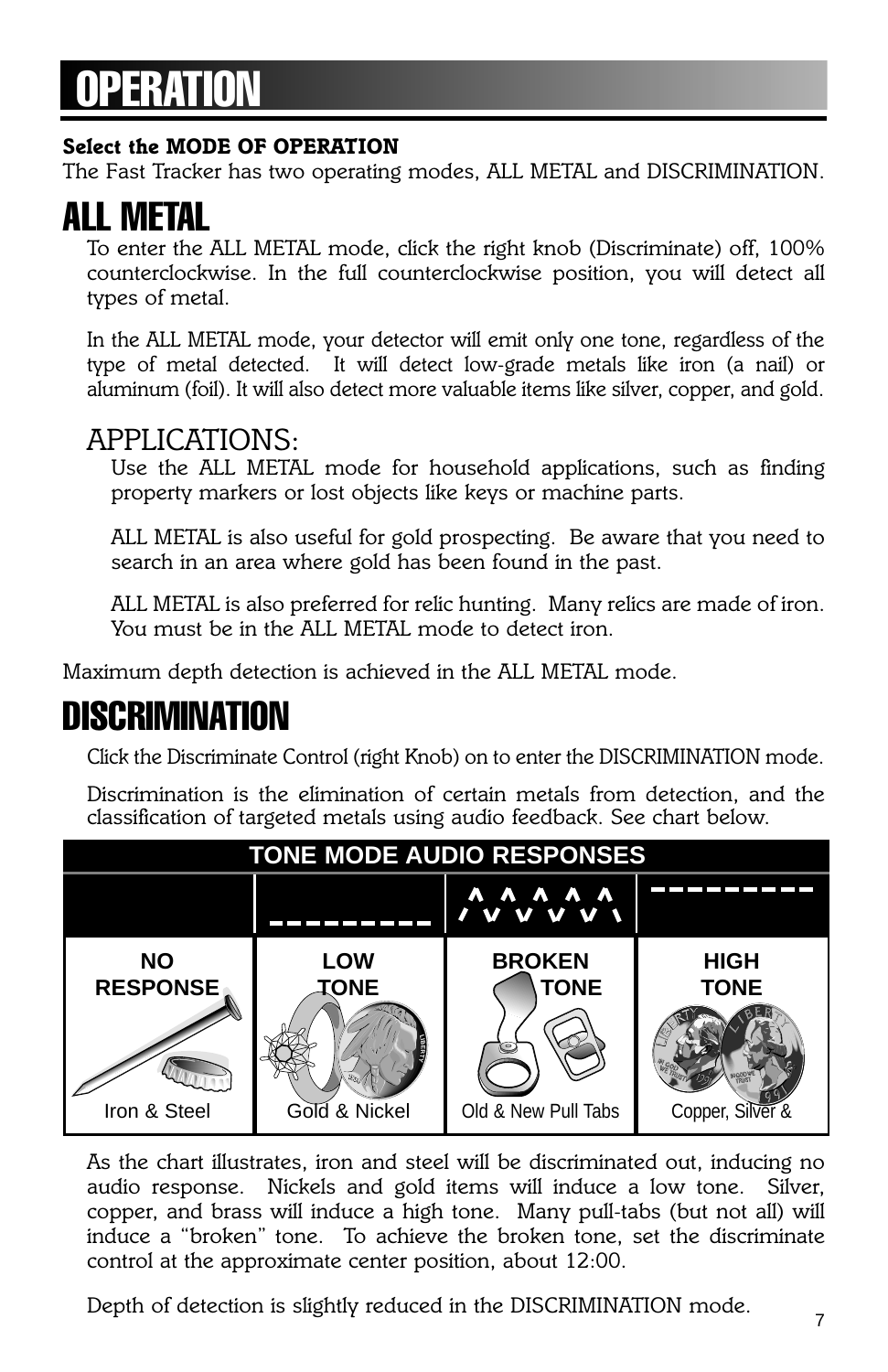# OPERATION

**Select the MODE OF OPERATION**

The Fast Tracker has two operating modes, ALL METAL and DISCRIMINATION.

# ALL METAL

To enter the ALL METAL mode, click the right knob (Discriminate) off, 100% counterclockwise. In the full counterclockwise position, you will detect all types of metal.

In the ALL METAL mode, your detector will emit only one tone, regardless of the type of metal detected. It will detect low-grade metals like iron (a nail) or aluminum (foil). It will also detect more valuable items like silver, copper, and gold.

## APPLICATIONS:

Use the ALL METAL mode for household applications, such as finding property markers or lost objects like keys or machine parts.

ALL METAL is also useful for gold prospecting. Be aware that you need to search in an area where gold has been found in the past.

ALL METAL is also preferred for relic hunting. Many relics are made of iron. You must be in the ALL METAL mode to detect iron.

Maximum depth detection is achieved in the ALL METAL mode.

# DISCRIMINATION

Click the Discriminate Control (right Knob) on to enter the DISCRIMINATION mode.

Discrimination is the elimination of certain metals from detection, and the classification of targeted metals using audio feedback. See chart below.

| TONE MODE AUDIO RESPONSES | | | |
|---|---|---|---|
| NO RESPONSE | LOW TONE | BROKEN TONE | HIGH TONE |
| Iron & Steel | Gold & Nickel | Old & New Pull Tabs | Copper, Silver & |

As the chart illustrates, iron and steel will be discriminated out, inducing no audio response. Nickels and gold items will induce a low tone. Silver, copper, and brass will induce a high tone. Many pull-tabs (but not all) will induce a "broken" tone. To achieve the broken tone, set the discriminate control at the approximate center position, about 12:00.

Depth of detection is slightly reduced in the DISCRIMINATION mode.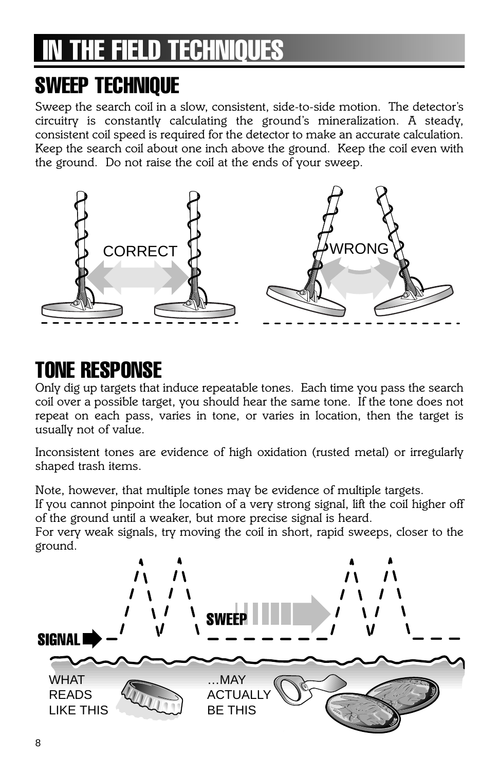# IN THE FIELD TECHNIQUES

## SWEEP TECHNIQUE

Sweep the search coil in a slow, consistent, side-to-side motion. The detector's circuitry is constantly calculating the ground's mineralization. A steady, consistent coil speed is required for the detector to make an accurate calculation. Keep the search coil about one inch above the ground. Keep the coil even with the ground. Do not raise the coil at the ends of your sweep.

CORRECT

WRONG

## TONE RESPONSE

Only dig up targets that induce repeatable tones. Each time you pass the search coil over a possible target, you should hear the same tone. If the tone does not repeat on each pass, varies in tone, or varies in location, then the target is usually not of value.

Inconsistent tones are evidence of high oxidation (rusted metal) or irregularly shaped trash items.

Note, however, that multiple tones may be evidence of multiple targets.
If you cannot pinpoint the location of a very strong signal, lift the coil higher off of the ground until a weaker, but more precise signal is heard.
For very weak signals, try moving the coil in short, rapid sweeps, closer to the ground.

SIGNAL

SWEEP

WHAT READS LIKE THIS

...MAY ACTUALLY BE THIS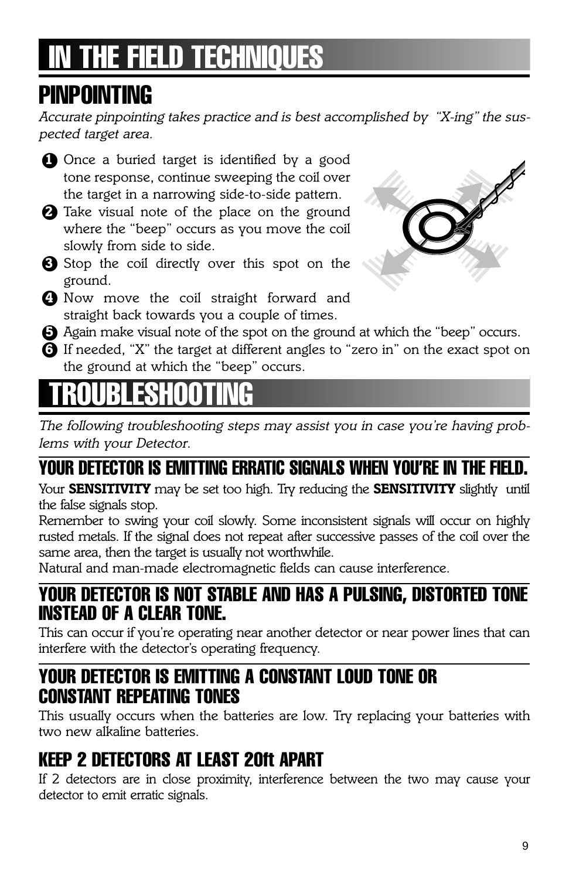# IN THE FIELD TECHNIQUES

## PINPOINTING

*Accurate pinpointing takes practice and is best accomplished by "X-ing" the suspected target area.*

1. Once a buried target is identified by a good tone response, continue sweeping the coil over the target in a narrowing side-to-side pattern.
2. Take visual note of the place on the ground where the "beep" occurs as you move the coil slowly from side to side.
3. Stop the coil directly over this spot on the ground.
4. Now move the coil straight forward and straight back towards you a couple of times.
5. Again make visual note of the spot on the ground at which the "beep" occurs.
6. If needed, "X" the target at different angles to "zero in" on the exact spot on the ground at which the "beep" occurs.

# TROUBLESHOOTING

*The following troubleshooting steps may assist you in case you're having problems with your Detector.*

### YOUR DETECTOR IS EMITTING ERRATIC SIGNALS WHEN YOU'RE IN THE FIELD.

Your **SENSITIVITY** may be set too high. Try reducing the **SENSITIVITY** slightly until the false signals stop.

Remember to swing your coil slowly. Some inconsistent signals will occur on highly rusted metals. If the signal does not repeat after successive passes of the coil over the same area, then the target is usually not worthwhile.

Natural and man-made electromagnetic fields can cause interference.

### YOUR DETECTOR IS NOT STABLE AND HAS A PULSING, DISTORTED TONE INSTEAD OF A CLEAR TONE.

This can occur if you're operating near another detector or near power lines that can interfere with the detector's operating frequency.

### YOUR DETECTOR IS EMITTING A CONSTANT LOUD TONE OR CONSTANT REPEATING TONES

This usually occurs when the batteries are low. Try replacing your batteries with two new alkaline batteries.

### KEEP 2 DETECTORS AT LEAST 20ft APART

If 2 detectors are in close proximity, interference between the two may cause your detector to emit erratic signals.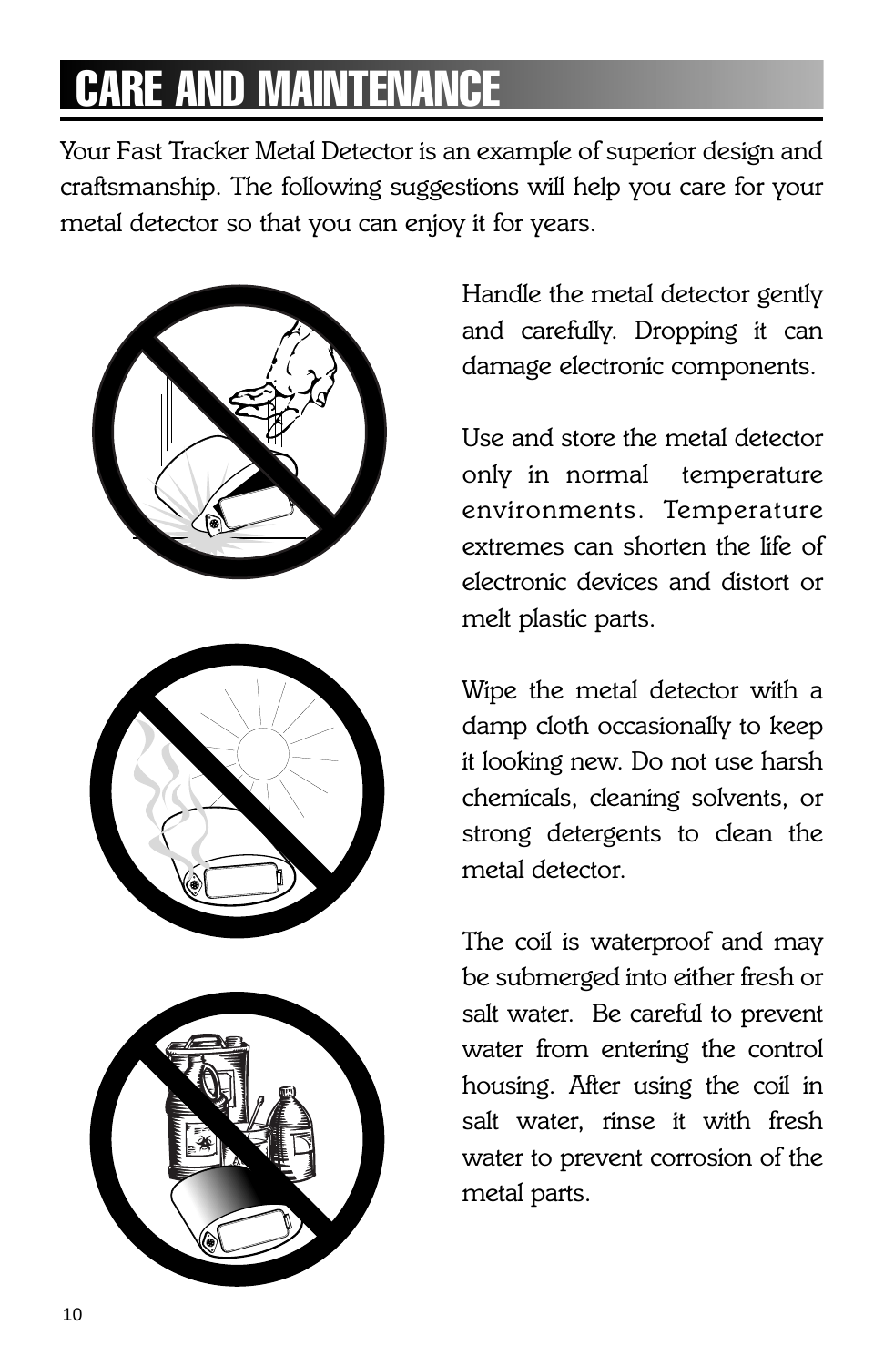# CARE AND MAINTENANCE

Your Fast Tracker Metal Detector is an example of superior design and craftsmanship. The following suggestions will help you care for your metal detector so that you can enjoy it for years.

Handle the metal detector gently and carefully. Dropping it can damage electronic components.

Use and store the metal detector only in normal temperature environments. Temperature extremes can shorten the life of electronic devices and distort or melt plastic parts.

Wipe the metal detector with a damp cloth occasionally to keep it looking new. Do not use harsh chemicals, cleaning solvents, or strong detergents to clean the metal detector.

The coil is waterproof and may be submerged into either fresh or salt water. Be careful to prevent water from entering the control housing. After using the coil in salt water, rinse it with fresh water to prevent corrosion of the metal parts.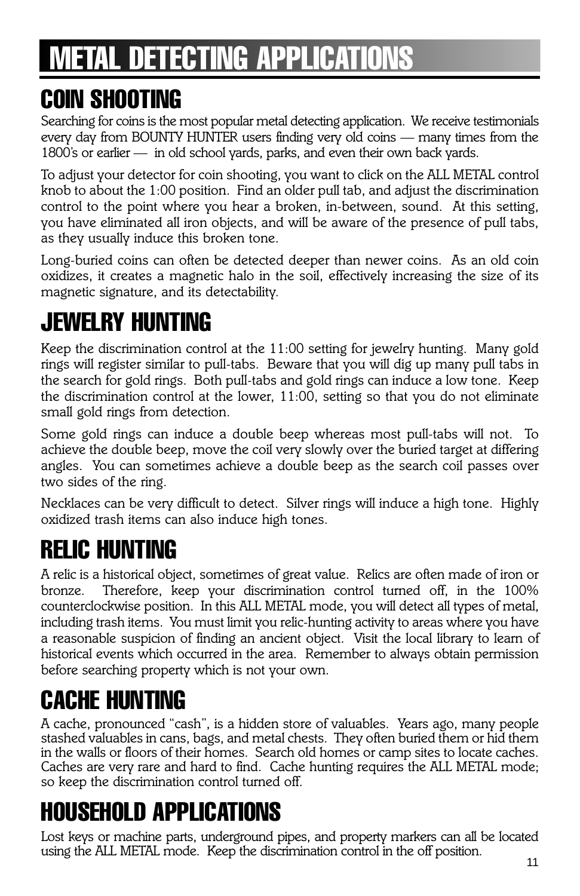# METAL DETECTING APPLICATIONS

## COIN SHOOTING

Searching for coins is the most popular metal detecting application. We receive testimonials every day from BOUNTY HUNTER users finding very old coins — many times from the 1800's or earlier — in old school yards, parks, and even their own back yards.

To adjust your detector for coin shooting, you want to click on the ALL METAL control knob to about the 1:00 position. Find an older pull tab, and adjust the discrimination control to the point where you hear a broken, in-between, sound. At this setting, you have eliminated all iron objects, and will be aware of the presence of pull tabs, as they usually induce this broken tone.

Long-buried coins can often be detected deeper than newer coins. As an old coin oxidizes, it creates a magnetic halo in the soil, effectively increasing the size of its magnetic signature, and its detectability.

## JEWELRY HUNTING

Keep the discrimination control at the 11:00 setting for jewelry hunting. Many gold rings will register similar to pull-tabs. Beware that you will dig up many pull tabs in the search for gold rings. Both pull-tabs and gold rings can induce a low tone. Keep the discrimination control at the lower, 11:00, setting so that you do not eliminate small gold rings from detection.

Some gold rings can induce a double beep whereas most pull-tabs will not. To achieve the double beep, move the coil very slowly over the buried target at differing angles. You can sometimes achieve a double beep as the search coil passes over two sides of the ring.

Necklaces can be very difficult to detect. Silver rings will induce a high tone. Highly oxidized trash items can also induce high tones.

## RELIC HUNTING

A relic is a historical object, sometimes of great value. Relics are often made of iron or bronze. Therefore, keep your discrimination control turned off, in the 100% counterclockwise position. In this ALL METAL mode, you will detect all types of metal, including trash items. You must limit you relic-hunting activity to areas where you have a reasonable suspicion of finding an ancient object. Visit the local library to learn of historical events which occurred in the area. Remember to always obtain permission before searching property which is not your own.

## CACHE HUNTING

A cache, pronounced "cash", is a hidden store of valuables. Years ago, many people stashed valuables in cans, bags, and metal chests. They often buried them or hid them in the walls or floors of their homes. Search old homes or camp sites to locate caches. Caches are very rare and hard to find. Cache hunting requires the ALL METAL mode; so keep the discrimination control turned off.

## HOUSEHOLD APPLICATIONS

Lost keys or machine parts, underground pipes, and property markers can all be located using the ALL METAL mode. Keep the discrimination control in the off position.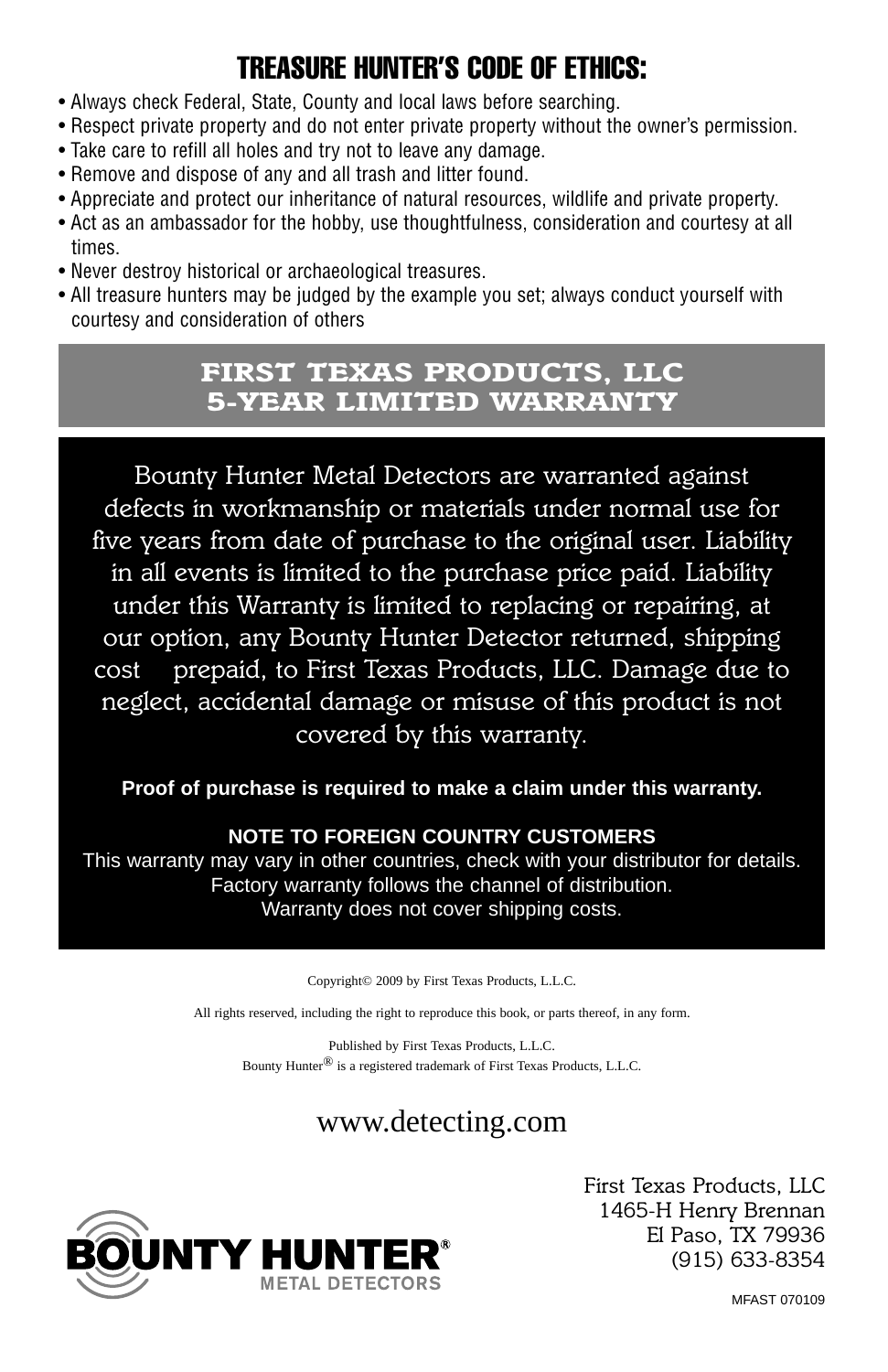## TREASURE HUNTER'S CODE OF ETHICS:

- Always check Federal, State, County and local laws before searching.
- Respect private property and do not enter private property without the owner's permission.
- Take care to refill all holes and try not to leave any damage.
- Remove and dispose of any and all trash and litter found.
- Appreciate and protect our inheritance of natural resources, wildlife and private property.
- Act as an ambassador for the hobby, use thoughtfulness, consideration and courtesy at all times.
- Never destroy historical or archaeological treasures.
- All treasure hunters may be judged by the example you set; always conduct yourself with courtesy and consideration of others

## FIRST TEXAS PRODUCTS, LLC
## 5-YEAR LIMITED WARRANTY

Bounty Hunter Metal Detectors are warranted against defects in workmanship or materials under normal use for five years from date of purchase to the original user. Liability in all events is limited to the purchase price paid. Liability under this Warranty is limited to replacing or repairing, at our option, any Bounty Hunter Detector returned, shipping cost prepaid, to First Texas Products, LLC. Damage due to neglect, accidental damage or misuse of this product is not covered by this warranty.

**Proof of purchase is required to make a claim under this warranty.**

**NOTE TO FOREIGN COUNTRY CUSTOMERS**
This warranty may vary in other countries, check with your distributor for details.
Factory warranty follows the channel of distribution.
Warranty does not cover shipping costs.

Copyright© 2009 by First Texas Products, L.L.C.

All rights reserved, including the right to reproduce this book, or parts thereof, in any form.

Published by First Texas Products, L.L.C.
Bounty Hunter® is a registered trademark of First Texas Products, L.L.C.

www.detecting.com

BOUNTY HUNTER® METAL DETECTORS

First Texas Products, LLC
1465-H Henry Brennan
El Paso, TX 79936
(915) 633-8354

MFAST 070109